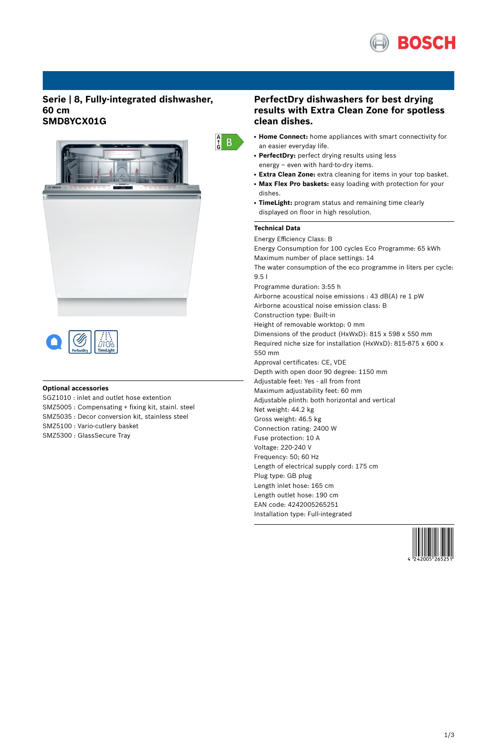## Serie | 8, Fully-integrated dishwasher, 60 cm
## SMD8YCX01G

## PerfectDry dishwashers for best drying results with Extra Clean Zone for spotless clean dishes.

- **Home Connect:** home appliances with smart connectivity for an easier everyday life.
- **PerfectDry:** perfect drying results using less energy – even with hard-to-dry items.
- **Extra Clean Zone:** extra cleaning for items in your top basket.
- **Max Flex Pro baskets:** easy loading with protection for your dishes.
- **TimeLight:** program status and remaining time clearly displayed on floor in high resolution.

### Technical Data

Energy Efficiency Class: B
Energy Consumption for 100 cycles Eco Programme: 65 kWh
Maximum number of place settings: 14
The water consumption of the eco programme in liters per cycle: 9.5 l
Programme duration: 3:55 h
Airborne acoustical noise emissions : 43 dB(A) re 1 pW
Airborne acoustical noise emission class: B
Construction type: Built-in
Height of removable worktop: 0 mm
Dimensions of the product (HxWxD): 815 x 598 x 550 mm
Required niche size for installation (HxWxD): 815-875 x 600 x 550 mm
Approval certificates: CE, VDE
Depth with open door 90 degree: 1150 mm
Adjustable feet: Yes - all from front
Maximum adjustability feet: 60 mm
Adjustable plinth: both horizontal and vertical
Net weight: 44.2 kg
Gross weight: 46.5 kg
Connection rating: 2400 W
Fuse protection: 10 A
Voltage: 220-240 V
Frequency: 50; 60 Hz
Length of electrical supply cord: 175 cm
Plug type: GB plug
Length inlet hose: 165 cm
Length outlet hose: 190 cm
EAN code: 4242005265251
Installation type: Full-integrated

### Optional accessories

SGZ1010 : inlet and outlet hose extention
SMZ5005 : Compensating + fixing kit, stainl. steel
SMZ5035 : Decor conversion kit, stainless steel
SMZ5100 : Vario-cutlery basket
SMZ5300 : GlassSecure Tray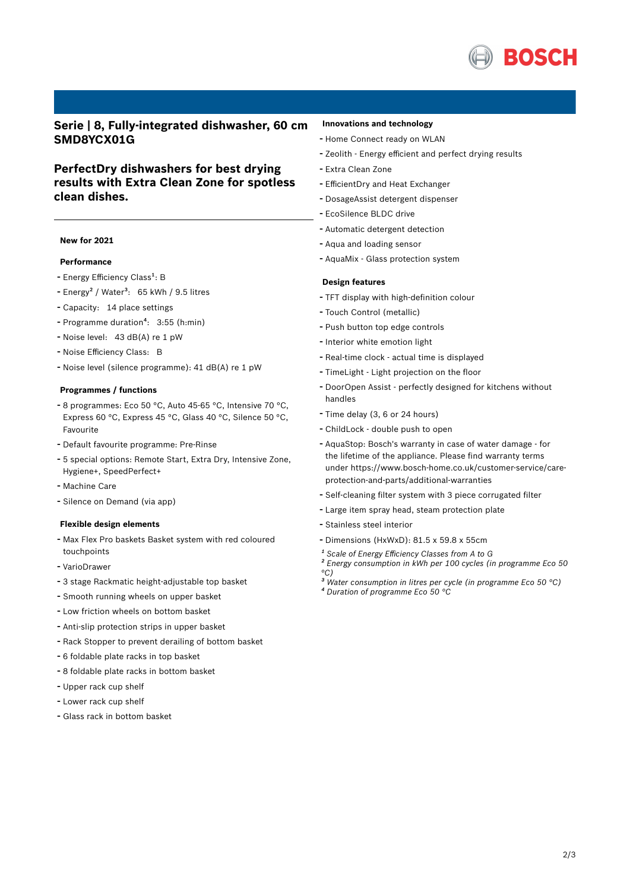# Serie | 8, Fully-integrated dishwasher, 60 cm SMD8YCX01G

## PerfectDry dishwashers for best drying results with Extra Clean Zone for spotless clean dishes.

**New for 2021**

**Performance**

- Energy Efficiency Class[1]: B
- Energy[2] / Water[3]: 65 kWh / 9.5 litres
- Capacity: 14 place settings
- Programme duration[4]: 3:55 (h:min)
- Noise level: 43 dB(A) re 1 pW
- Noise Efficiency Class: B
- Noise level (silence programme): 41 dB(A) re 1 pW

**Programmes / functions**

- 8 programmes: Eco 50 °C, Auto 45-65 °C, Intensive 70 °C, Express 60 °C, Express 45 °C, Glass 40 °C, Silence 50 °C, Favourite
- Default favourite programme: Pre-Rinse
- 5 special options: Remote Start, Extra Dry, Intensive Zone, Hygiene+, SpeedPerfect+
- Machine Care
- Silence on Demand (via app)

**Flexible design elements**

- Max Flex Pro baskets Basket system with red coloured touchpoints
- VarioDrawer
- 3 stage Rackmatic height-adjustable top basket
- Smooth running wheels on upper basket
- Low friction wheels on bottom basket
- Anti-slip protection strips in upper basket
- Rack Stopper to prevent derailing of bottom basket
- 6 foldable plate racks in top basket
- 8 foldable plate racks in bottom basket
- Upper rack cup shelf
- Lower rack cup shelf
- Glass rack in bottom basket

**Innovations and technology**

- Home Connect ready on WLAN
- Zeolith - Energy efficient and perfect drying results
- Extra Clean Zone
- EfficientDry and Heat Exchanger
- DosageAssist detergent dispenser
- EcoSilence BLDC drive
- Automatic detergent detection
- Aqua and loading sensor
- AquaMix - Glass protection system

**Design features**

- TFT display with high-definition colour
- Touch Control (metallic)
- Push button top edge controls
- Interior white emotion light
- Real-time clock - actual time is displayed
- TimeLight - Light projection on the floor
- DoorOpen Assist - perfectly designed for kitchens without handles
- Time delay (3, 6 or 24 hours)
- ChildLock - double push to open
- AquaStop: Bosch's warranty in case of water damage - for the lifetime of the appliance. Please find warranty terms under https://www.bosch-home.co.uk/customer-service/care-protection-and-parts/additional-warranties
- Self-cleaning filter system with 3 piece corrugated filter
- Large item spray head, steam protection plate
- Stainless steel interior
- Dimensions (HxWxD): 81.5 x 59.8 x 55cm

*[1] Scale of Energy Efficiency Classes from A to G*
*[2] Energy consumption in kWh per 100 cycles (in programme Eco 50 °C)*
*[3] Water consumption in litres per cycle (in programme Eco 50 °C)*
*[4] Duration of programme Eco 50 °C*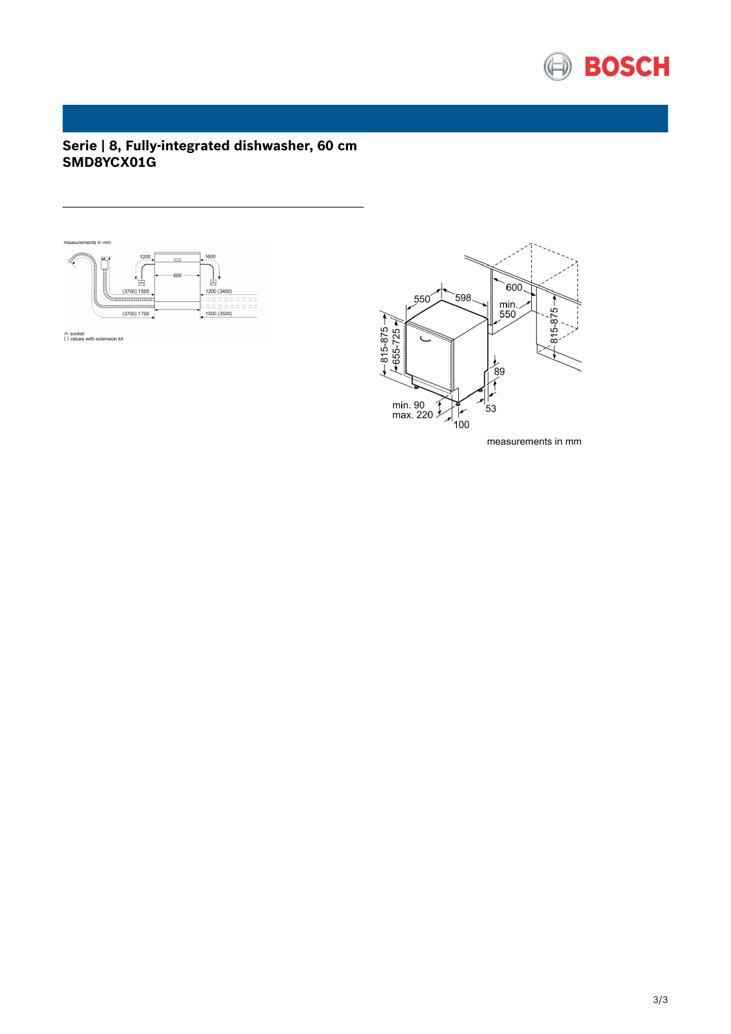# Serie | 8, Fully-integrated dishwasher, 60 cm
## SMD8YCX01G

measurements in mm

1200

1600

600

(3700) 1500

1200 (3400)

(3700) 1700

1500 (3500)

socket
( ) values with extension kit

550

598

600

min. 550

815-875

655-725

815-875

89

min. 90
max. 220

53

100

measurements in mm